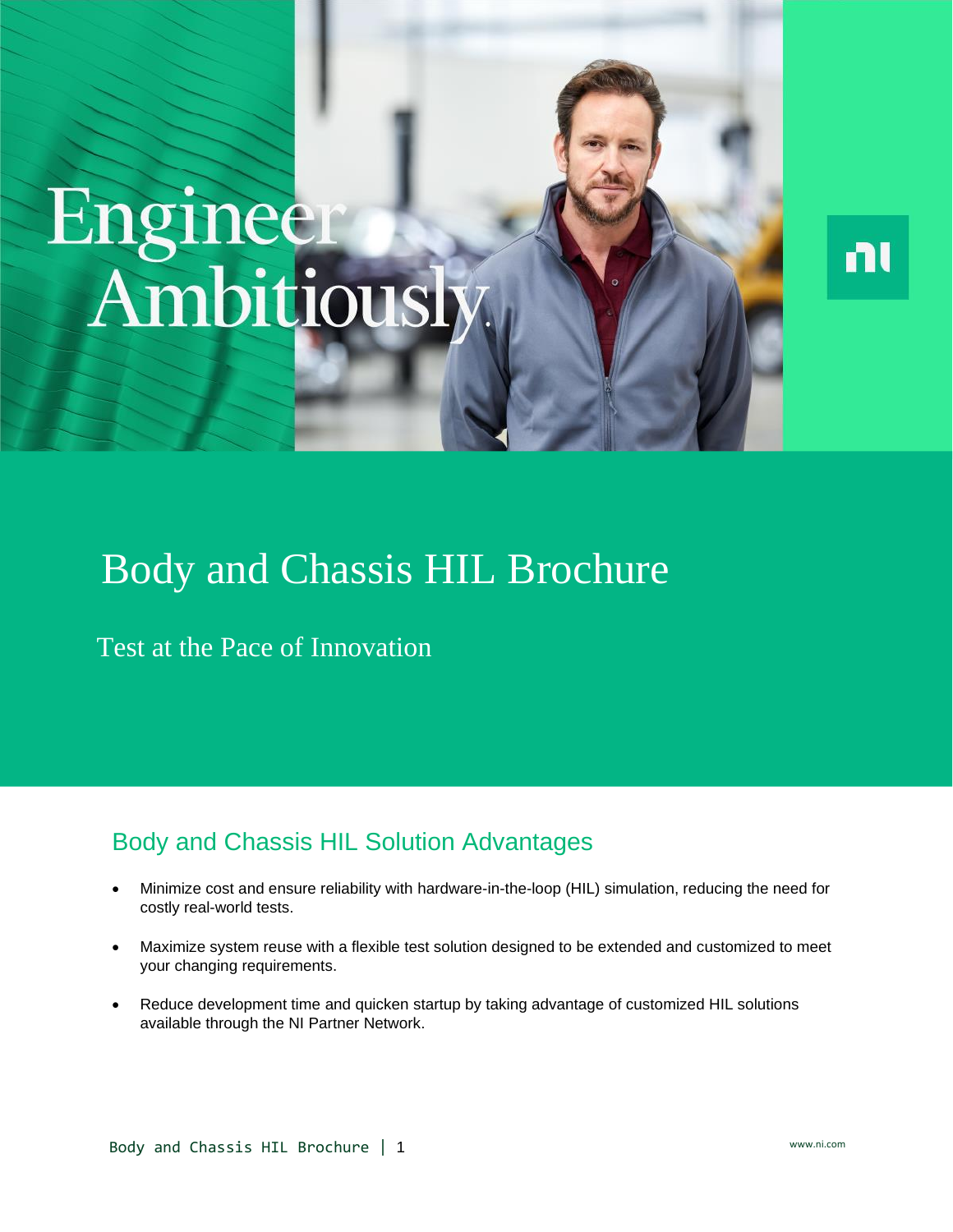Engineer Ambitiously.

# Body and Chassis HIL Brochure

Test at the Pace of Innovation

## Body and Chassis HIL Solution Advantages

- Minimize cost and ensure reliability with hardware-in-the-loop (HIL) simulation, reducing the need for costly real-world tests.
- Maximize system reuse with a flexible test solution designed to be extended and customized to meet your changing requirements.
- Reduce development time and quicken startup by taking advantage of customized HIL solutions available through the NI Partner Network.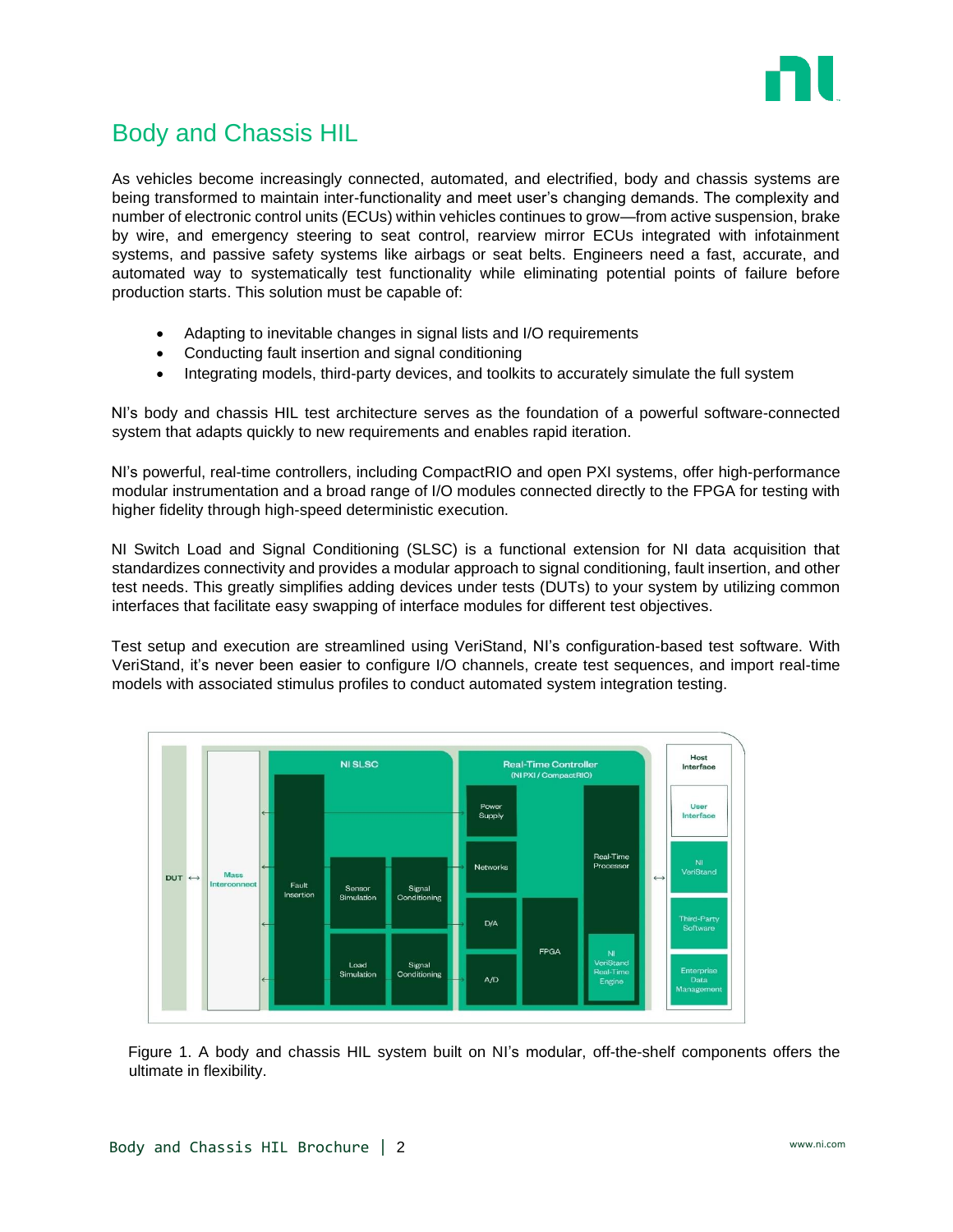## Body and Chassis HIL

As vehicles become increasingly connected, automated, and electrified, body and chassis systems are being transformed to maintain inter-functionality and meet user's changing demands. The complexity and number of electronic control units (ECUs) within vehicles continues to grow—from active suspension, brake by wire, and emergency steering to seat control, rearview mirror ECUs integrated with infotainment systems, and passive safety systems like airbags or seat belts. Engineers need a fast, accurate, and automated way to systematically test functionality while eliminating potential points of failure before production starts. This solution must be capable of:

- Adapting to inevitable changes in signal lists and I/O requirements
- Conducting fault insertion and signal conditioning
- Integrating models, third-party devices, and toolkits to accurately simulate the full system

NI's body and chassis HIL test architecture serves as the foundation of a powerful software-connected system that adapts quickly to new requirements and enables rapid iteration.

NI's powerful, real-time controllers, including CompactRIO and open PXI systems, offer high-performance modular instrumentation and a broad range of I/O modules connected directly to the FPGA for testing with higher fidelity through high-speed deterministic execution.

NI Switch Load and Signal Conditioning (SLSC) is a functional extension for NI data acquisition that standardizes connectivity and provides a modular approach to signal conditioning, fault insertion, and other test needs. This greatly simplifies adding devices under tests (DUTs) to your system by utilizing common interfaces that facilitate easy swapping of interface modules for different test objectives.

Test setup and execution are streamlined using VeriStand, NI's configuration-based test software. With VeriStand, it's never been easier to configure I/O channels, create test sequences, and import real-time models with associated stimulus profiles to conduct automated system integration testing.

Figure 1. A body and chassis HIL system built on NI's modular, off-the-shelf components offers the ultimate in flexibility.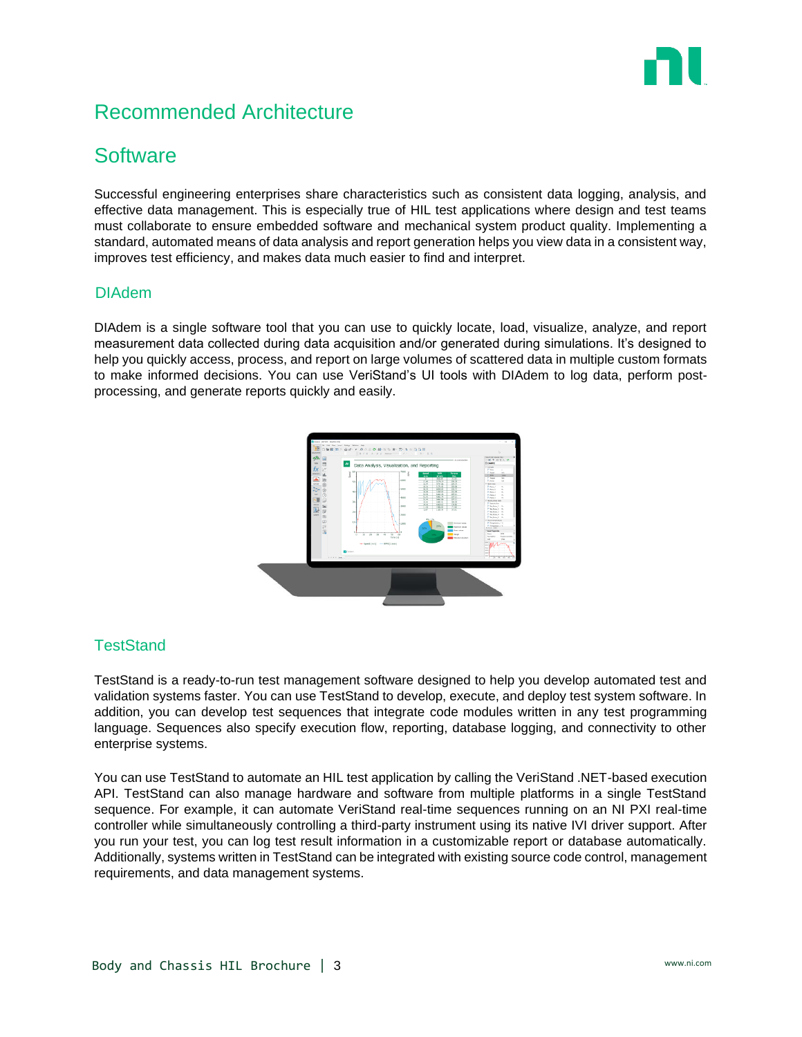# Recommended Architecture

## Software

Successful engineering enterprises share characteristics such as consistent data logging, analysis, and effective data management. This is especially true of HIL test applications where design and test teams must collaborate to ensure embedded software and mechanical system product quality. Implementing a standard, automated means of data analysis and report generation helps you view data in a consistent way, improves test efficiency, and makes data much easier to find and interpret.

### DIAdem

DIAdem is a single software tool that you can use to quickly locate, load, visualize, analyze, and report measurement data collected during data acquisition and/or generated during simulations. It's designed to help you quickly access, process, and report on large volumes of scattered data in multiple custom formats to make informed decisions. You can use VeriStand's UI tools with DIAdem to log data, perform post-processing, and generate reports quickly and easily.

### TestStand

TestStand is a ready-to-run test management software designed to help you develop automated test and validation systems faster. You can use TestStand to develop, execute, and deploy test system software. In addition, you can develop test sequences that integrate code modules written in any test programming language. Sequences also specify execution flow, reporting, database logging, and connectivity to other enterprise systems.

You can use TestStand to automate an HIL test application by calling the VeriStand .NET-based execution API. TestStand can also manage hardware and software from multiple platforms in a single TestStand sequence. For example, it can automate VeriStand real-time sequences running on an NI PXI real-time controller while simultaneously controlling a third-party instrument using its native IVI driver support. After you run your test, you can log test result information in a customizable report or database automatically. Additionally, systems written in TestStand can be integrated with existing source code control, management requirements, and data management systems.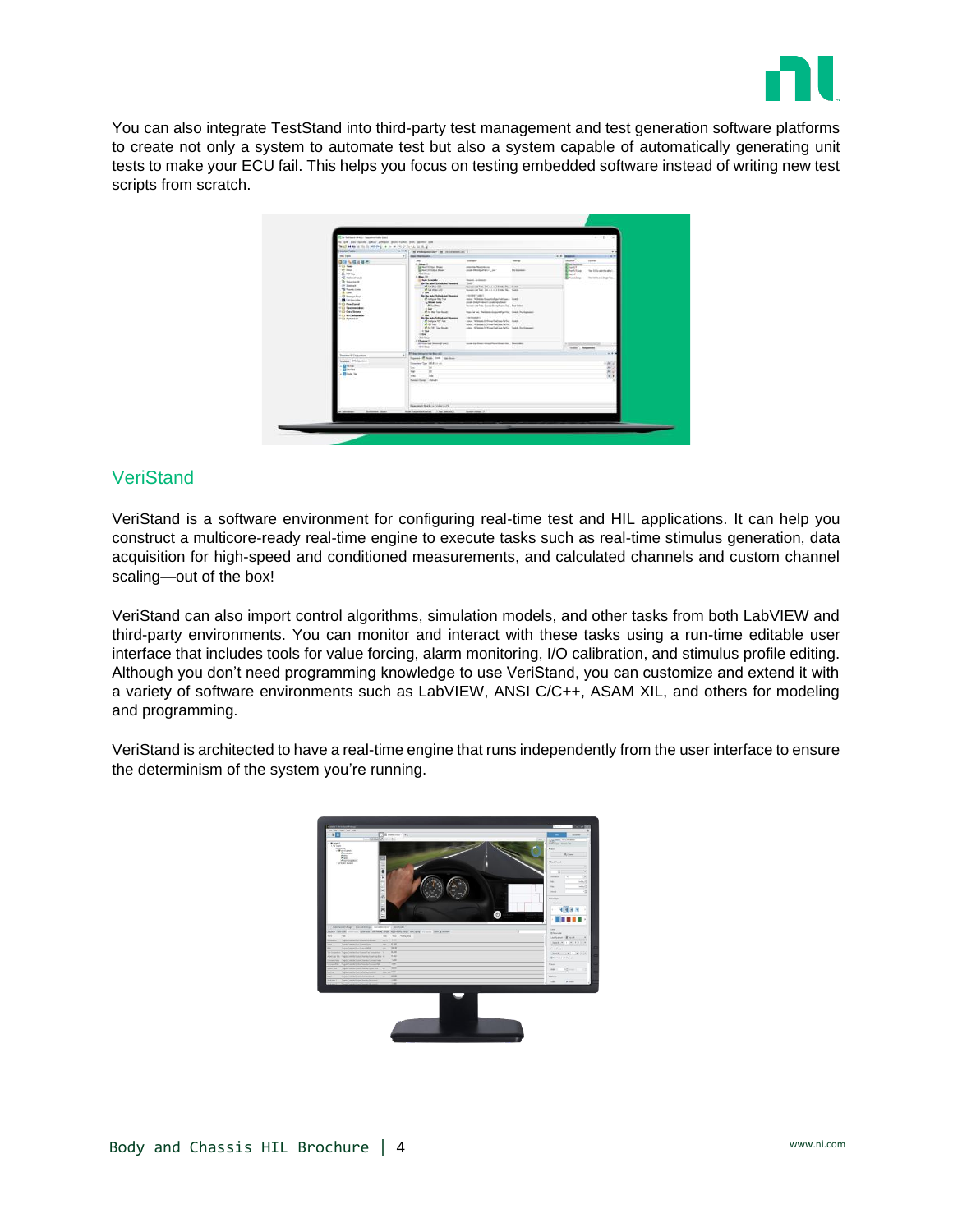You can also integrate TestStand into third-party test management and test generation software platforms to create not only a system to automate test but also a system capable of automatically generating unit tests to make your ECU fail. This helps you focus on testing embedded software instead of writing new test scripts from scratch.

## VeriStand

VeriStand is a software environment for configuring real-time test and HIL applications. It can help you construct a multicore-ready real-time engine to execute tasks such as real-time stimulus generation, data acquisition for high-speed and conditioned measurements, and calculated channels and custom channel scaling—out of the box!

VeriStand can also import control algorithms, simulation models, and other tasks from both LabVIEW and third-party environments. You can monitor and interact with these tasks using a run-time editable user interface that includes tools for value forcing, alarm monitoring, I/O calibration, and stimulus profile editing. Although you don't need programming knowledge to use VeriStand, you can customize and extend it with a variety of software environments such as LabVIEW, ANSI C/C++, ASAM XIL, and others for modeling and programming.

VeriStand is architected to have a real-time engine that runs independently from the user interface to ensure the determinism of the system you're running.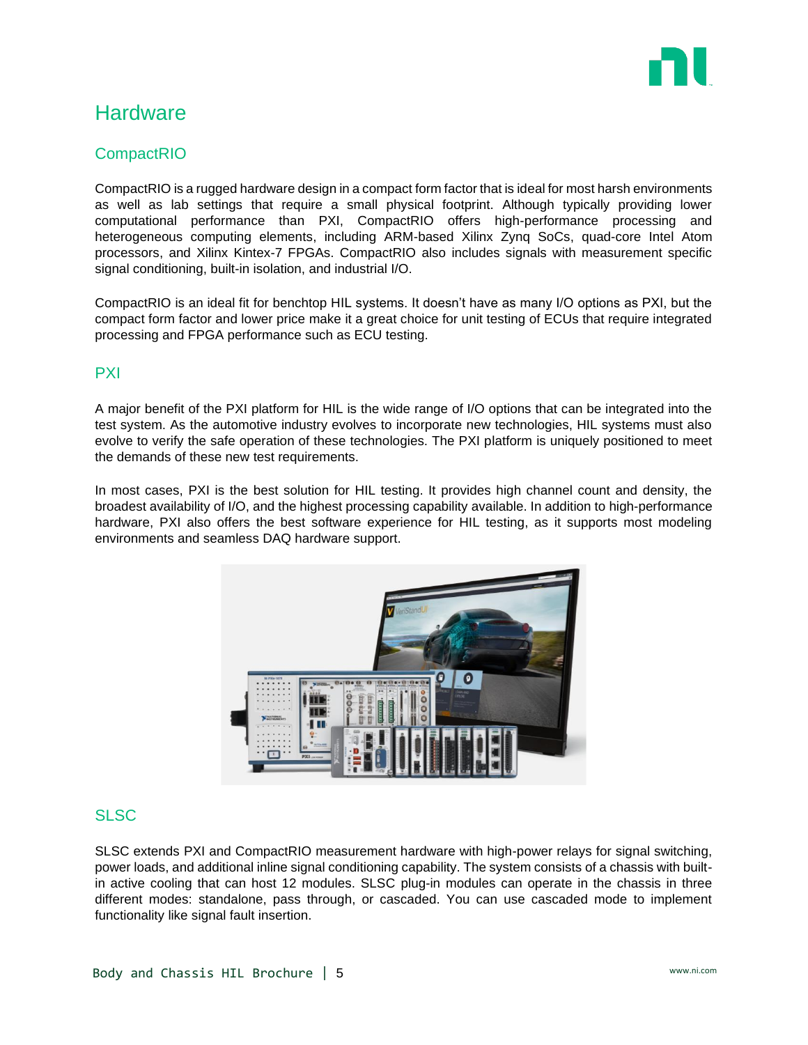# Hardware

## CompactRIO

CompactRIO is a rugged hardware design in a compact form factor that is ideal for most harsh environments as well as lab settings that require a small physical footprint. Although typically providing lower computational performance than PXI, CompactRIO offers high-performance processing and heterogeneous computing elements, including ARM-based Xilinx Zynq SoCs, quad-core Intel Atom processors, and Xilinx Kintex-7 FPGAs. CompactRIO also includes signals with measurement specific signal conditioning, built-in isolation, and industrial I/O.

CompactRIO is an ideal fit for benchtop HIL systems. It doesn't have as many I/O options as PXI, but the compact form factor and lower price make it a great choice for unit testing of ECUs that require integrated processing and FPGA performance such as ECU testing.

## PXI

A major benefit of the PXI platform for HIL is the wide range of I/O options that can be integrated into the test system. As the automotive industry evolves to incorporate new technologies, HIL systems must also evolve to verify the safe operation of these technologies. The PXI platform is uniquely positioned to meet the demands of these new test requirements.

In most cases, PXI is the best solution for HIL testing. It provides high channel count and density, the broadest availability of I/O, and the highest processing capability available. In addition to high-performance hardware, PXI also offers the best software experience for HIL testing, as it supports most modeling environments and seamless DAQ hardware support.

## SLSC

SLSC extends PXI and CompactRIO measurement hardware with high-power relays for signal switching, power loads, and additional inline signal conditioning capability. The system consists of a chassis with built-in active cooling that can host 12 modules. SLSC plug-in modules can operate in the chassis in three different modes: standalone, pass through, or cascaded. You can use cascaded mode to implement functionality like signal fault insertion.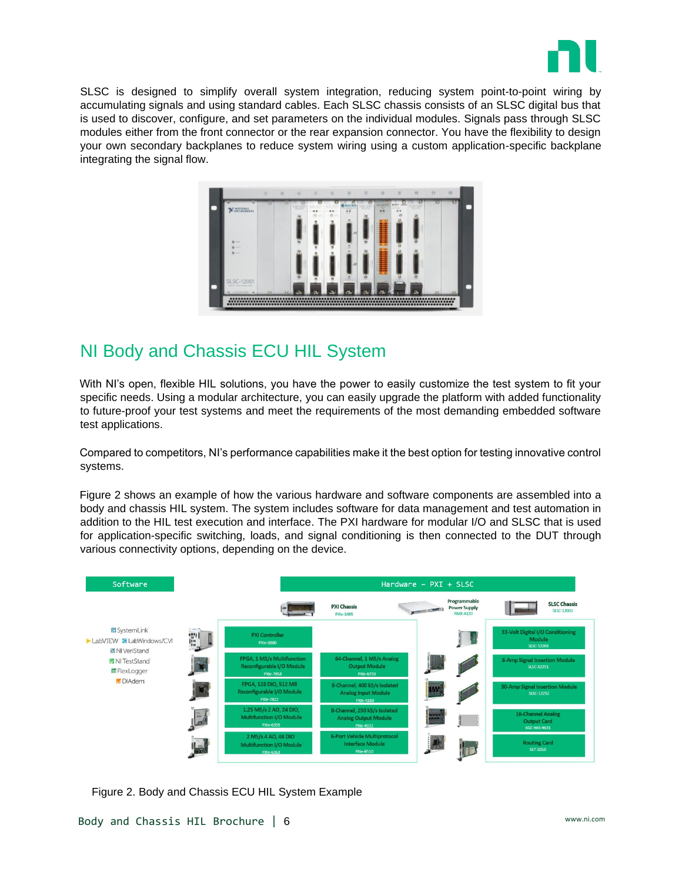SLSC is designed to simplify overall system integration, reducing system point-to-point wiring by accumulating signals and using standard cables. Each SLSC chassis consists of an SLSC digital bus that is used to discover, configure, and set parameters on the individual modules. Signals pass through SLSC modules either from the front connector or the rear expansion connector. You have the flexibility to design your own secondary backplanes to reduce system wiring using a custom application-specific backplane integrating the signal flow.

## NI Body and Chassis ECU HIL System

With NI's open, flexible HIL solutions, you have the power to easily customize the test system to fit your specific needs. Using a modular architecture, you can easily upgrade the platform with added functionality to future-proof your test systems and meet the requirements of the most demanding embedded software test applications.

Compared to competitors, NI's performance capabilities make it the best option for testing innovative control systems.

Figure 2 shows an example of how the various hardware and software components are assembled into a body and chassis HIL system. The system includes software for data management and test automation in addition to the HIL test execution and interface. The PXI hardware for modular I/O and SLSC that is used for application-specific switching, loads, and signal conditioning is then connected to the DUT through various connectivity options, depending on the device.

Figure 2. Body and Chassis ECU HIL System Example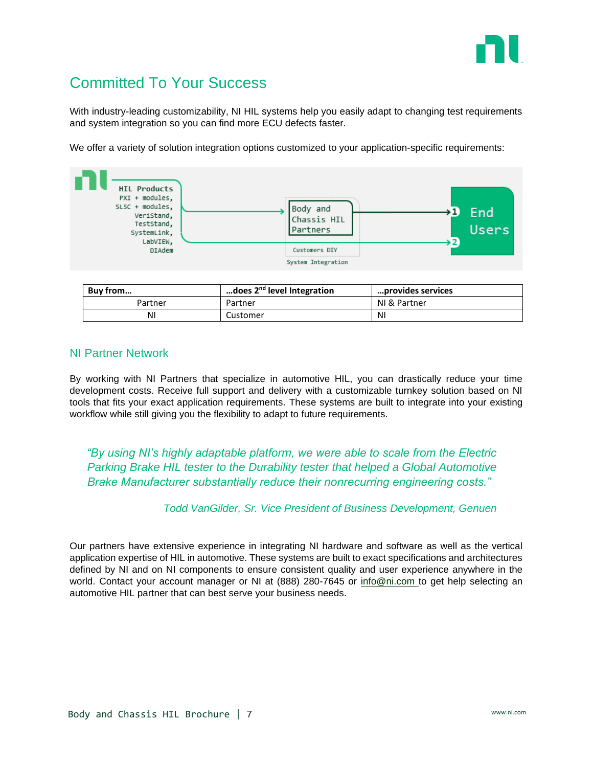## Committed To Your Success

With industry-leading customizability, NI HIL systems help you easily adapt to changing test requirements and system integration so you can find more ECU defects faster.

We offer a variety of solution integration options customized to your application-specific requirements:

HIL Products
PXI + modules,
SLSC + modules,
VeriStand,
TestStand,
SystemLink,
LabVIEW,
DIAdem

Body and Chassis HIL Partners

Customers DIY

System Integration

1 2 End Users

| Buy from… | …does 2nd level Integration | …provides services |
|---|---|---|
| Partner | Partner | NI & Partner |
| NI | Customer | NI |

### NI Partner Network

By working with NI Partners that specialize in automotive HIL, you can drastically reduce your time development costs. Receive full support and delivery with a customizable turnkey solution based on NI tools that fits your exact application requirements. These systems are built to integrate into your existing workflow while still giving you the flexibility to adapt to future requirements.

> *"By using NI's highly adaptable platform, we were able to scale from the Electric Parking Brake HIL tester to the Durability tester that helped a Global Automotive Brake Manufacturer substantially reduce their nonrecurring engineering costs."*
>
> *Todd VanGilder, Sr. Vice President of Business Development, Genuen*

Our partners have extensive experience in integrating NI hardware and software as well as the vertical application expertise of HIL in automotive. These systems are built to exact specifications and architectures defined by NI and on NI components to ensure consistent quality and user experience anywhere in the world. Contact your account manager or NI at (888) 280-7645 or info@ni.com to get help selecting an automotive HIL partner that can best serve your business needs.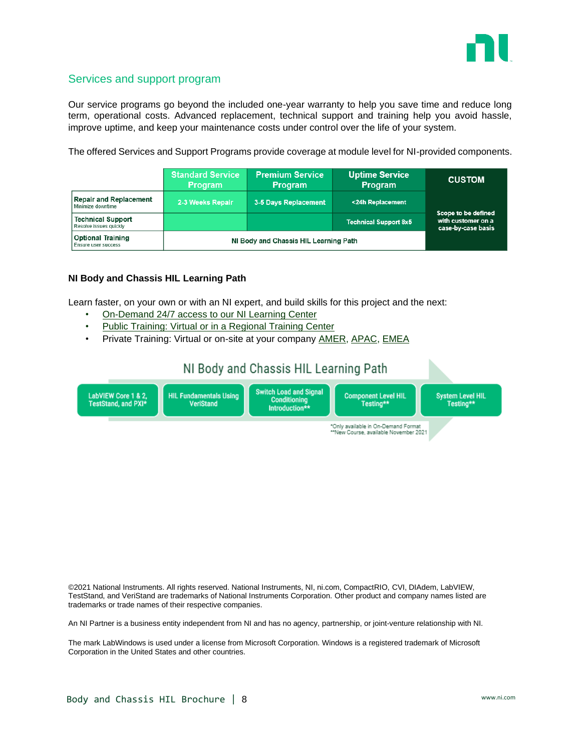## Services and support program

Our service programs go beyond the included one-year warranty to help you save time and reduce long term, operational costs. Advanced replacement, technical support and training help you avoid hassle, improve uptime, and keep your maintenance costs under control over the life of your system.

The offered Services and Support Programs provide coverage at module level for NI-provided components.

| | Standard Service Program | Premium Service Program | Uptime Service Program | CUSTOM |
|---|---|---|---|---|
| **Repair and Replacement** Minimize downtime | 2-3 Weeks Repair | 3-5 Days Replacement | <24h Replacement | Scope to be defined with customer on a case-by-case basis |
| **Technical Support** Resolve issues quickly | | | Technical Support 8x5 | |
| **Optional Training** Ensure user success | NI Body and Chassis HIL Learning Path | | | |

### NI Body and Chassis HIL Learning Path

Learn faster, on your own or with an NI expert, and build skills for this project and the next:

- On-Demand 24/7 access to our NI Learning Center
- Public Training: Virtual or in a Regional Training Center
- Private Training: Virtual or on-site at your company AMER, APAC, EMEA

NI Body and Chassis HIL Learning Path

LabVIEW Core 1 & 2, TestStand, and PXI*

HIL Fundamentals Using VeriStand

Switch Load and Signal Conditioning Introduction**

Component Level HIL Testing**

System Level HIL Testing**

*Only available in On-Demand Format
**New Course, available November 2021

©2021 National Instruments. All rights reserved. National Instruments, NI, ni.com, CompactRIO, CVI, DIAdem, LabVIEW, TestStand, and VeriStand are trademarks of National Instruments Corporation. Other product and company names listed are trademarks or trade names of their respective companies.

An NI Partner is a business entity independent from NI and has no agency, partnership, or joint-venture relationship with NI.

The mark LabWindows is used under a license from Microsoft Corporation. Windows is a registered trademark of Microsoft Corporation in the United States and other countries.